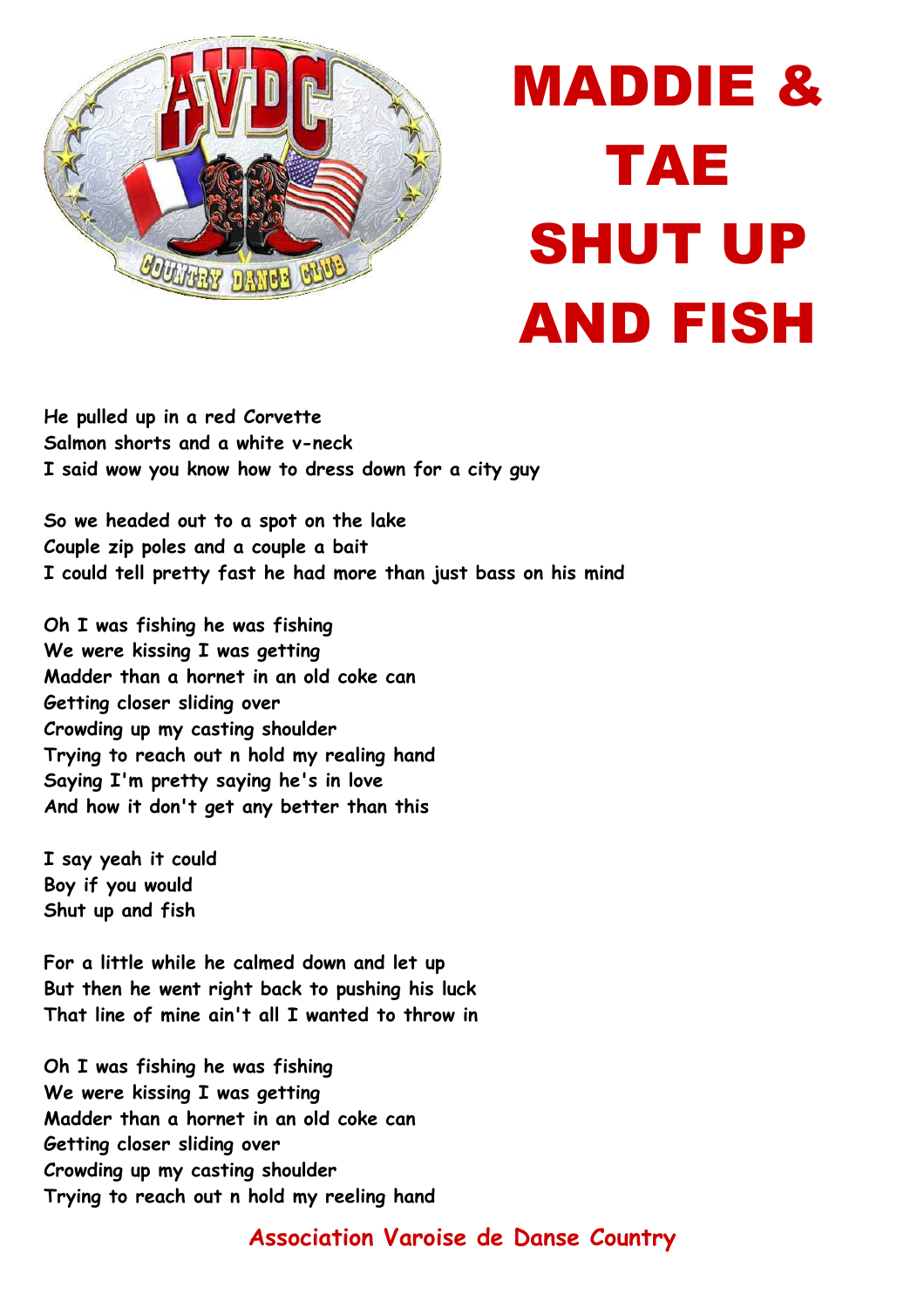# MADDIE & TAE SHUT UP AND FISH

He pulled up in a red Corvette
Salmon shorts and a white v-neck
I said wow you know how to dress down for a city guy

So we headed out to a spot on the lake
Couple zip poles and a couple a bait
I could tell pretty fast he had more than just bass on his mind

Oh I was fishing he was fishing
We were kissing I was getting
Madder than a hornet in an old coke can
Getting closer sliding over
Crowding up my casting shoulder
Trying to reach out n hold my realing hand
Saying I'm pretty saying he's in love
And how it don't get any better than this

I say yeah it could
Boy if you would
Shut up and fish

For a little while he calmed down and let up
But then he went right back to pushing his luck
That line of mine ain't all I wanted to throw in

Oh I was fishing he was fishing
We were kissing I was getting
Madder than a hornet in an old coke can
Getting closer sliding over
Crowding up my casting shoulder
Trying to reach out n hold my reeling hand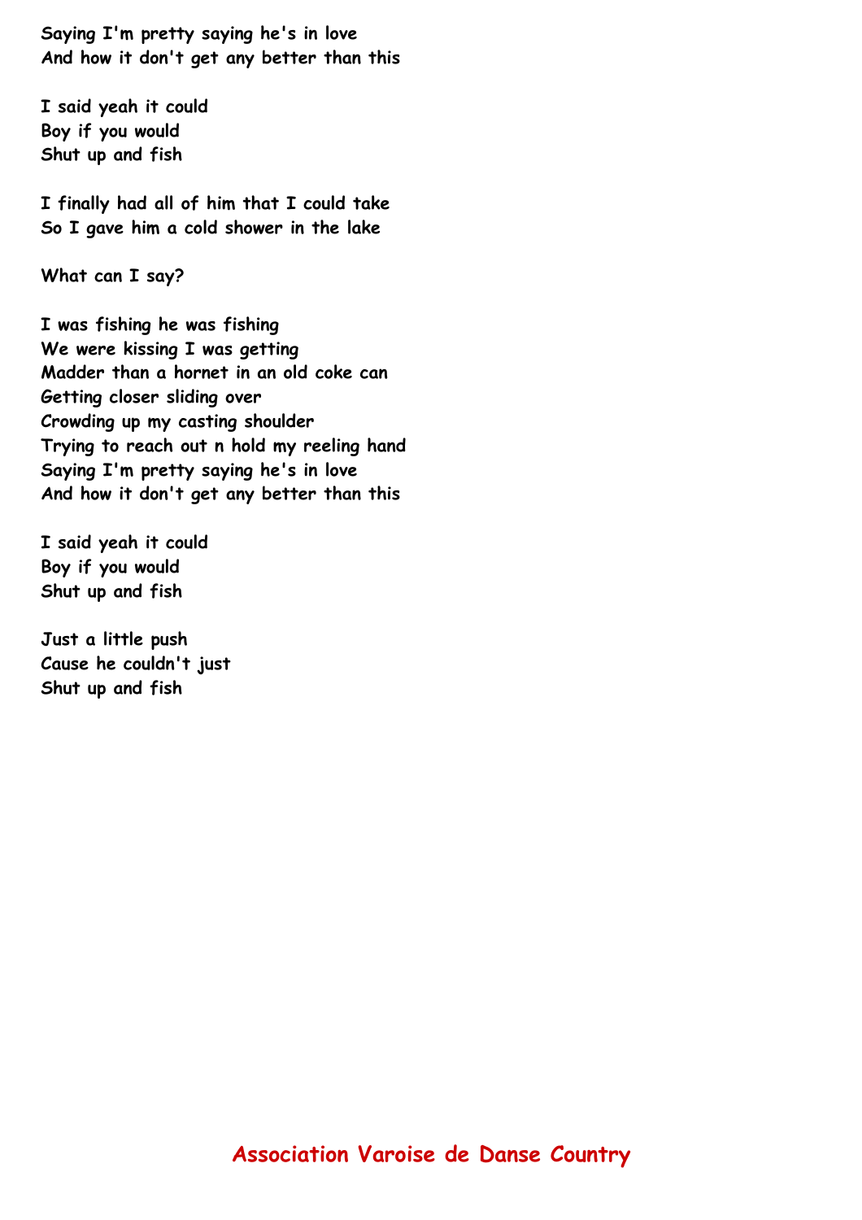Saying I'm pretty saying he's in love
And how it don't get any better than this

I said yeah it could
Boy if you would
Shut up and fish

I finally had all of him that I could take
So I gave him a cold shower in the lake

What can I say?

I was fishing he was fishing
We were kissing I was getting
Madder than a hornet in an old coke can
Getting closer sliding over
Crowding up my casting shoulder
Trying to reach out n hold my reeling hand
Saying I'm pretty saying he's in love
And how it don't get any better than this

I said yeah it could
Boy if you would
Shut up and fish

Just a little push
Cause he couldn't just
Shut up and fish